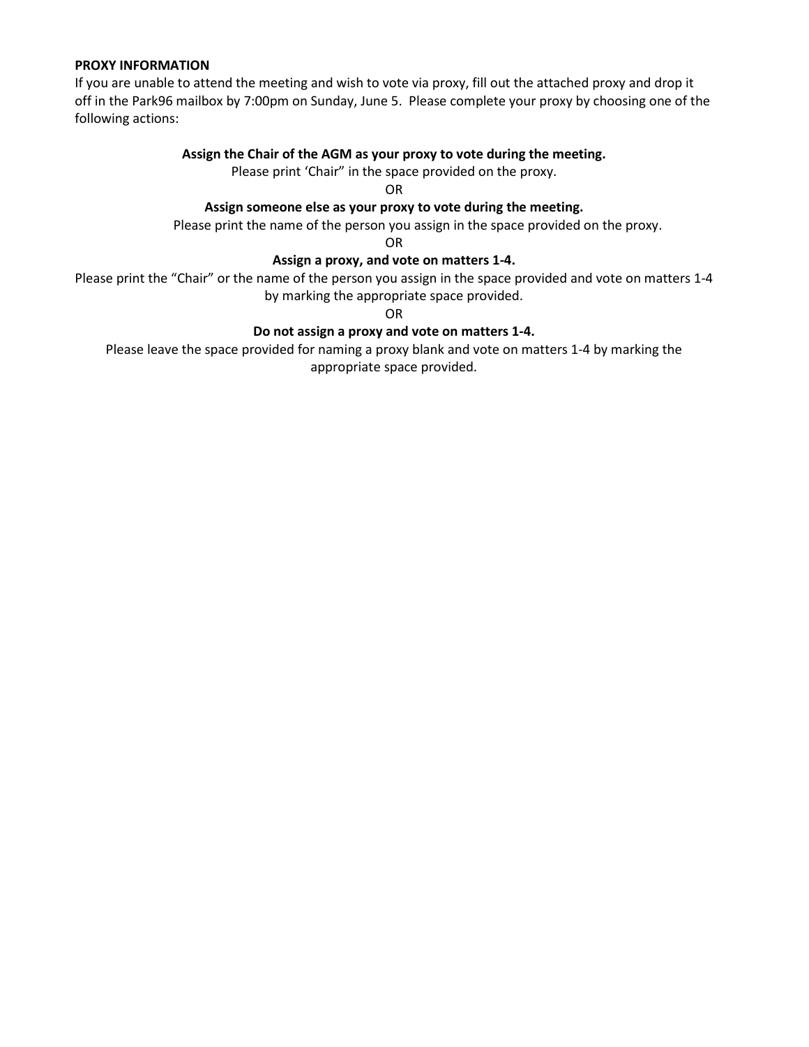**PROXY INFORMATION**

If you are unable to attend the meeting and wish to vote via proxy, fill out the attached proxy and drop it off in the Park96 mailbox by 7:00pm on Sunday, June 5. Please complete your proxy by choosing one of the following actions:

**Assign the Chair of the AGM as your proxy to vote during the meeting.**

Please print 'Chair" in the space provided on the proxy.

OR

**Assign someone else as your proxy to vote during the meeting.**

Please print the name of the person you assign in the space provided on the proxy.

OR

**Assign a proxy, and vote on matters 1-4.**

Please print the "Chair" or the name of the person you assign in the space provided and vote on matters 1-4 by marking the appropriate space provided.

OR

**Do not assign a proxy and vote on matters 1-4.**

Please leave the space provided for naming a proxy blank and vote on matters 1-4 by marking the appropriate space provided.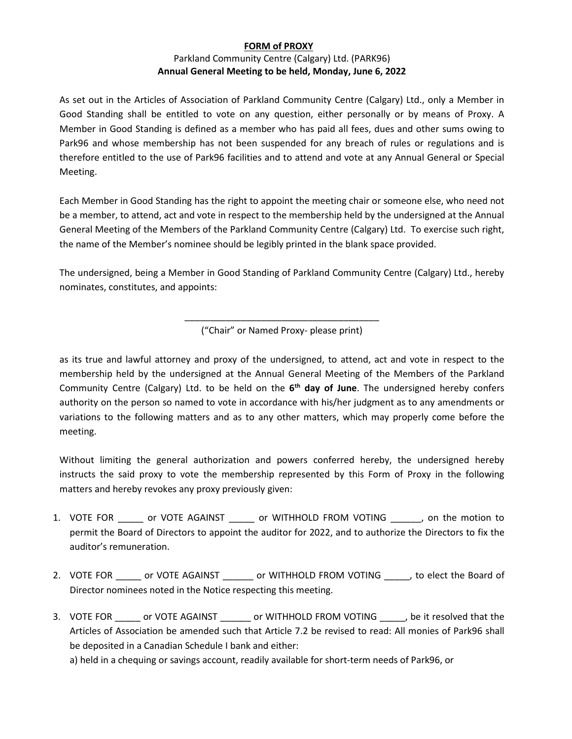**FORM of PROXY**

Parkland Community Centre (Calgary) Ltd. (PARK96)

**Annual General Meeting to be held, Monday, June 6, 2022**

As set out in the Articles of Association of Parkland Community Centre (Calgary) Ltd., only a Member in Good Standing shall be entitled to vote on any question, either personally or by means of Proxy. A Member in Good Standing is defined as a member who has paid all fees, dues and other sums owing to Park96 and whose membership has not been suspended for any breach of rules or regulations and is therefore entitled to the use of Park96 facilities and to attend and vote at any Annual General or Special Meeting.

Each Member in Good Standing has the right to appoint the meeting chair or someone else, who need not be a member, to attend, act and vote in respect to the membership held by the undersigned at the Annual General Meeting of the Members of the Parkland Community Centre (Calgary) Ltd. To exercise such right, the name of the Member's nominee should be legibly printed in the blank space provided.

The undersigned, being a Member in Good Standing of Parkland Community Centre (Calgary) Ltd., hereby nominates, constitutes, and appoints:

_______________________________________

("Chair" or Named Proxy- please print)

as its true and lawful attorney and proxy of the undersigned, to attend, act and vote in respect to the membership held by the undersigned at the Annual General Meeting of the Members of the Parkland Community Centre (Calgary) Ltd. to be held on the **6th day of June**. The undersigned hereby confers authority on the person so named to vote in accordance with his/her judgment as to any amendments or variations to the following matters and as to any other matters, which may properly come before the meeting.

Without limiting the general authorization and powers conferred hereby, the undersigned hereby instructs the said proxy to vote the membership represented by this Form of Proxy in the following matters and hereby revokes any proxy previously given:

1. VOTE FOR _____ or VOTE AGAINST _____ or WITHHOLD FROM VOTING ______, on the motion to permit the Board of Directors to appoint the auditor for 2022, and to authorize the Directors to fix the auditor's remuneration.

2. VOTE FOR _____ or VOTE AGAINST ______ or WITHHOLD FROM VOTING _____, to elect the Board of Director nominees noted in the Notice respecting this meeting.

3. VOTE FOR _____ or VOTE AGAINST ______ or WITHHOLD FROM VOTING _____, be it resolved that the Articles of Association be amended such that Article 7.2 be revised to read: All monies of Park96 shall be deposited in a Canadian Schedule I bank and either:
   a) held in a chequing or savings account, readily available for short-term needs of Park96, or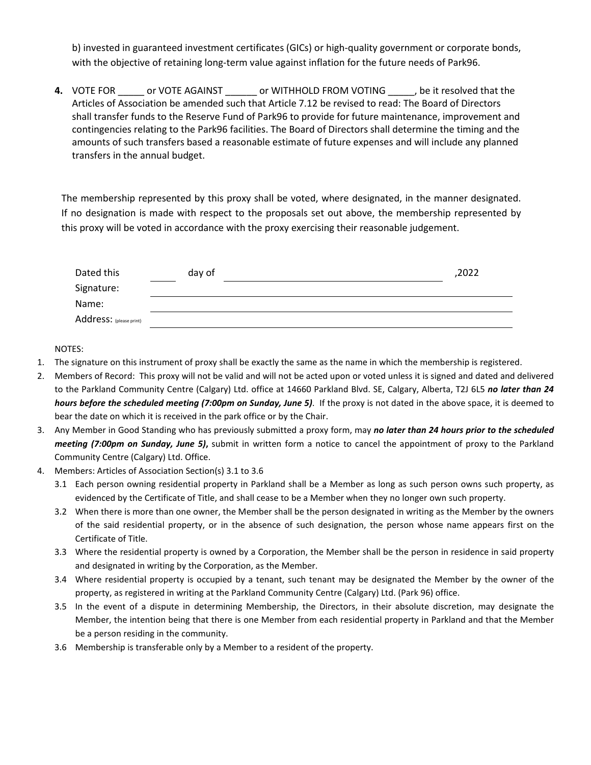b) invested in guaranteed investment certificates (GICs) or high-quality government or corporate bonds, with the objective of retaining long-term value against inflation for the future needs of Park96.

4. VOTE FOR _____ or VOTE AGAINST ______ or WITHHOLD FROM VOTING _____, be it resolved that the Articles of Association be amended such that Article 7.12 be revised to read: The Board of Directors shall transfer funds to the Reserve Fund of Park96 to provide for future maintenance, improvement and contingencies relating to the Park96 facilities. The Board of Directors shall determine the timing and the amounts of such transfers based a reasonable estimate of future expenses and will include any planned transfers in the annual budget.

The membership represented by this proxy shall be voted, where designated, in the manner designated. If no designation is made with respect to the proposals set out above, the membership represented by this proxy will be voted in accordance with the proxy exercising their reasonable judgement.

Dated this ______ day of ________________________________________ ,2022

Signature: ________________________________________

Name: ________________________________________

Address: (please print) ________________________________________

NOTES:

1. The signature on this instrument of proxy shall be exactly the same as the name in which the membership is registered.
2. Members of Record: This proxy will not be valid and will not be acted upon or voted unless it is signed and dated and delivered to the Parkland Community Centre (Calgary) Ltd. office at 14660 Parkland Blvd. SE, Calgary, Alberta, T2J 6L5 ***no later than 24 hours before the scheduled meeting (7:00pm on Sunday, June 5)***. If the proxy is not dated in the above space, it is deemed to bear the date on which it is received in the park office or by the Chair.
3. Any Member in Good Standing who has previously submitted a proxy form, may ***no later than 24 hours prior to the scheduled meeting (7:00pm on Sunday, June 5),*** submit in written form a notice to cancel the appointment of proxy to the Parkland Community Centre (Calgary) Ltd. Office.
4. Members: Articles of Association Section(s) 3.1 to 3.6
   - 3.1 Each person owning residential property in Parkland shall be a Member as long as such person owns such property, as evidenced by the Certificate of Title, and shall cease to be a Member when they no longer own such property.
   - 3.2 When there is more than one owner, the Member shall be the person designated in writing as the Member by the owners of the said residential property, or in the absence of such designation, the person whose name appears first on the Certificate of Title.
   - 3.3 Where the residential property is owned by a Corporation, the Member shall be the person in residence in said property and designated in writing by the Corporation, as the Member.
   - 3.4 Where residential property is occupied by a tenant, such tenant may be designated the Member by the owner of the property, as registered in writing at the Parkland Community Centre (Calgary) Ltd. (Park 96) office.
   - 3.5 In the event of a dispute in determining Membership, the Directors, in their absolute discretion, may designate the Member, the intention being that there is one Member from each residential property in Parkland and that the Member be a person residing in the community.
   - 3.6 Membership is transferable only by a Member to a resident of the property.